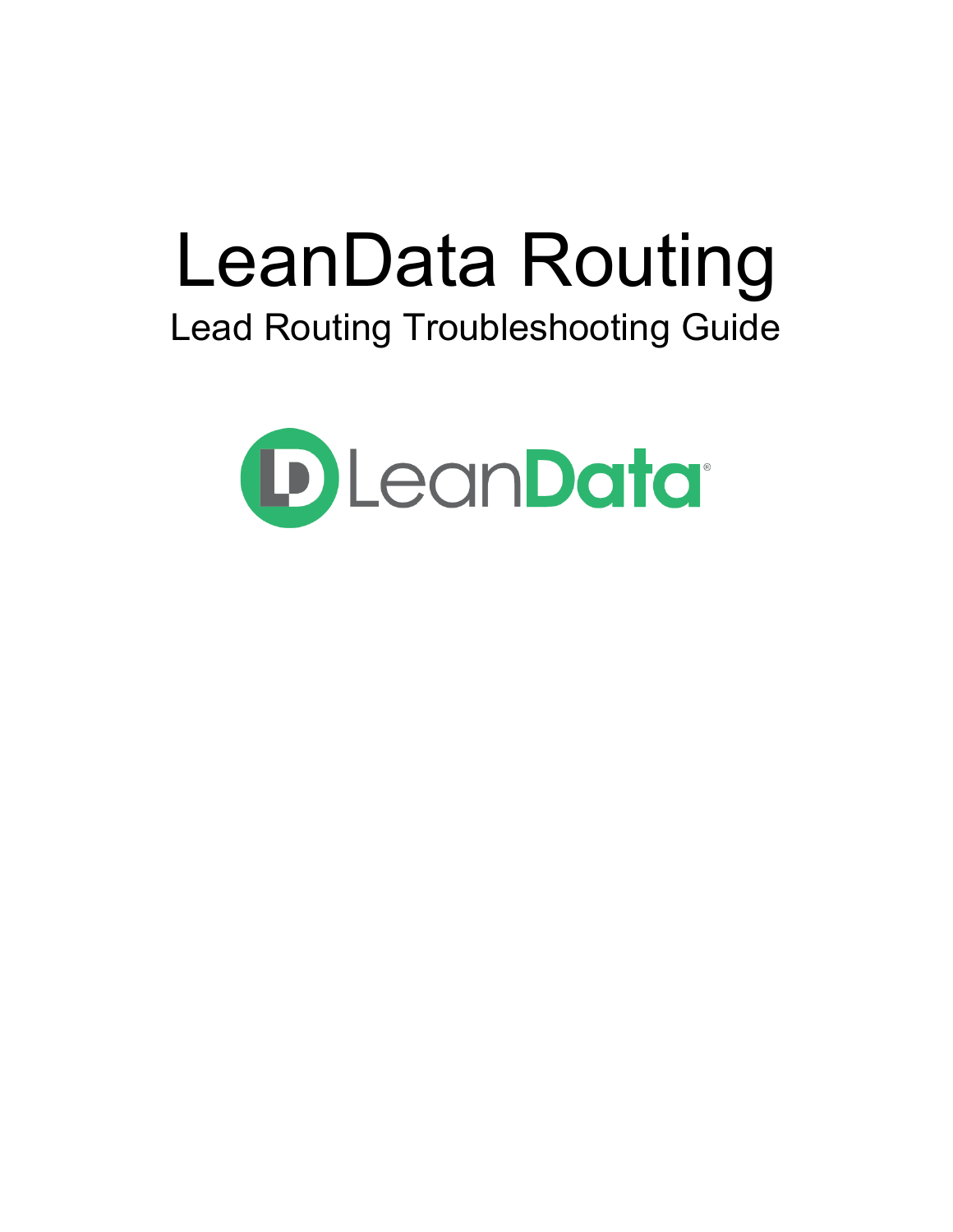# LeanData Routing

## Lead Routing Troubleshooting Guide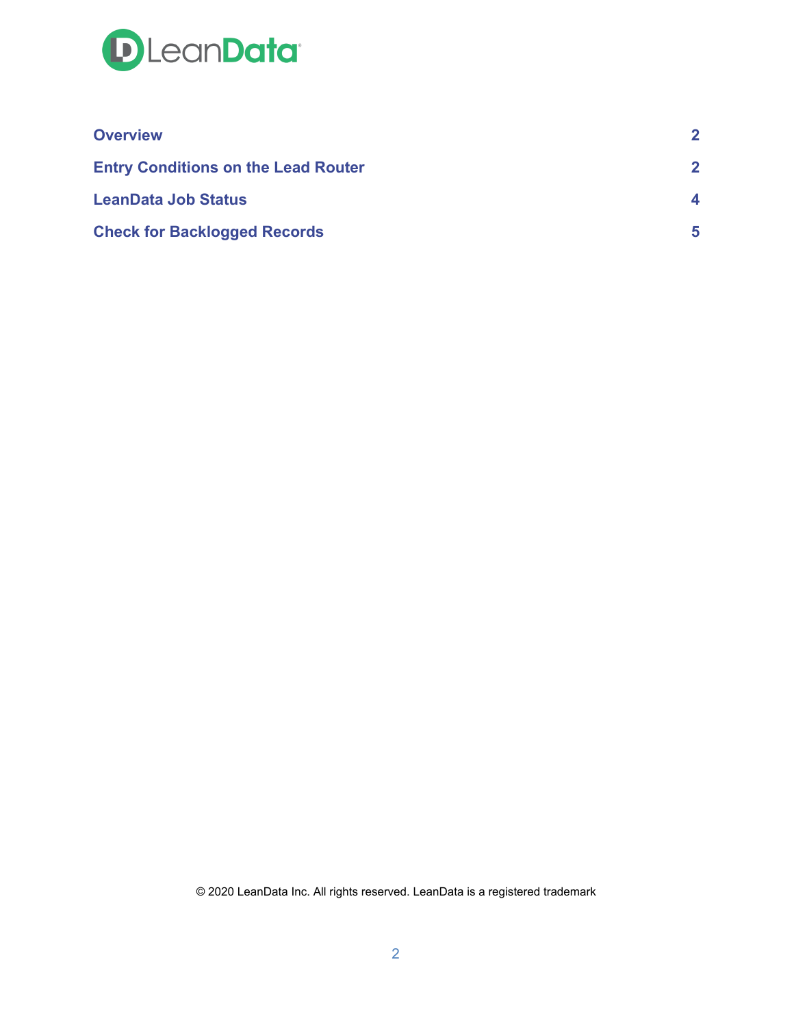| | |
| --- | --- |
| **Overview** | **2** |
| **Entry Conditions on the Lead Router** | **2** |
| **LeanData Job Status** | **4** |
| **Check for Backlogged Records** | **5** |

© 2020 LeanData Inc. All rights reserved. LeanData is a registered trademark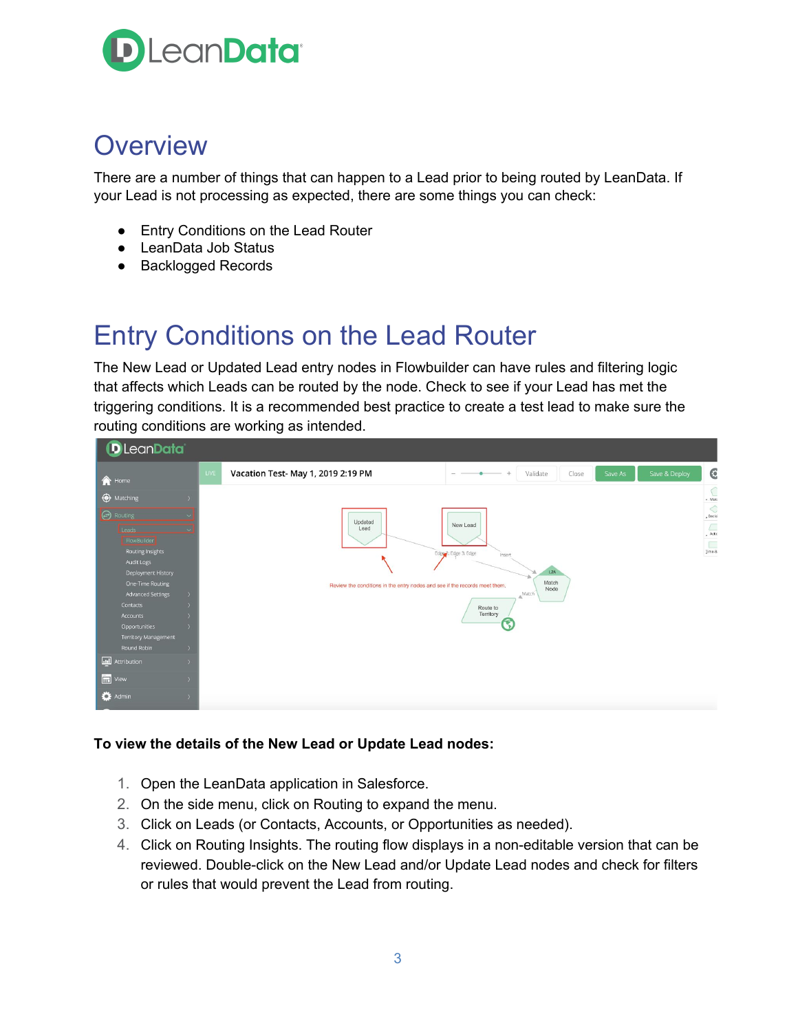# Overview

There are a number of things that can happen to a Lead prior to being routed by LeanData. If your Lead is not processing as expected, there are some things you can check:

- Entry Conditions on the Lead Router
- LeanData Job Status
- Backlogged Records

# Entry Conditions on the Lead Router

The New Lead or Updated Lead entry nodes in Flowbuilder can have rules and filtering logic that affects which Leads can be routed by the node. Check to see if your Lead has met the triggering conditions. It is a recommended best practice to create a test lead to make sure the routing conditions are working as intended.

**To view the details of the New Lead or Update Lead nodes:**

1. Open the LeanData application in Salesforce.
2. On the side menu, click on Routing to expand the menu.
3. Click on Leads (or Contacts, Accounts, or Opportunities as needed).
4. Click on Routing Insights. The routing flow displays in a non-editable version that can be reviewed. Double-click on the New Lead and/or Update Lead nodes and check for filters or rules that would prevent the Lead from routing.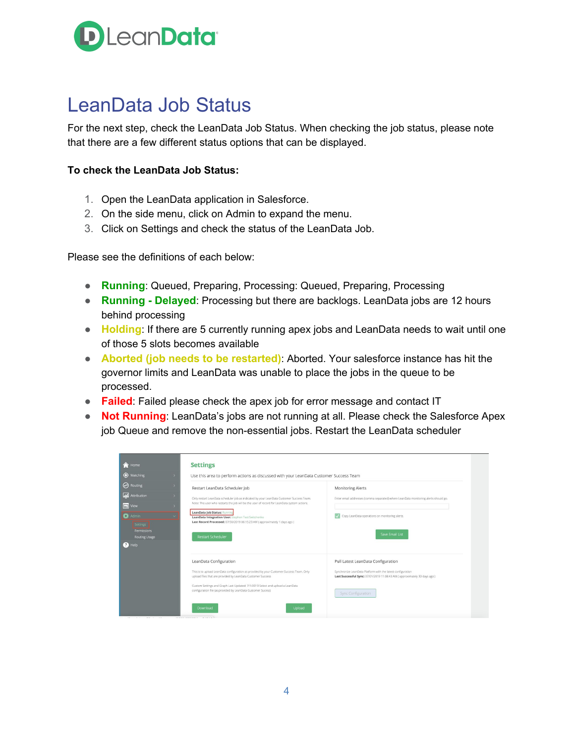# LeanData Job Status

For the next step, check the LeanData Job Status. When checking the job status, please note that there are a few different status options that can be displayed.

**To check the LeanData Job Status:**

1. Open the LeanData application in Salesforce.
2. On the side menu, click on Admin to expand the menu.
3. Click on Settings and check the status of the LeanData Job.

Please see the definitions of each below:

- **Running**: Queued, Preparing, Processing: Queued, Preparing, Processing
- **Running - Delayed**: Processing but there are backlogs. LeanData jobs are 12 hours behind processing
- **Holding**: If there are 5 currently running apex jobs and LeanData needs to wait until one of those 5 slots becomes available
- **Aborted (job needs to be restarted)**: Aborted. Your salesforce instance has hit the governor limits and LeanData was unable to place the jobs in the queue to be processed.
- **Failed**: Failed please check the apex job for error message and contact IT
- **Not Running**: LeanData's jobs are not running at all. Please check the Salesforce Apex job Queue and remove the non-essential jobs. Restart the LeanData scheduler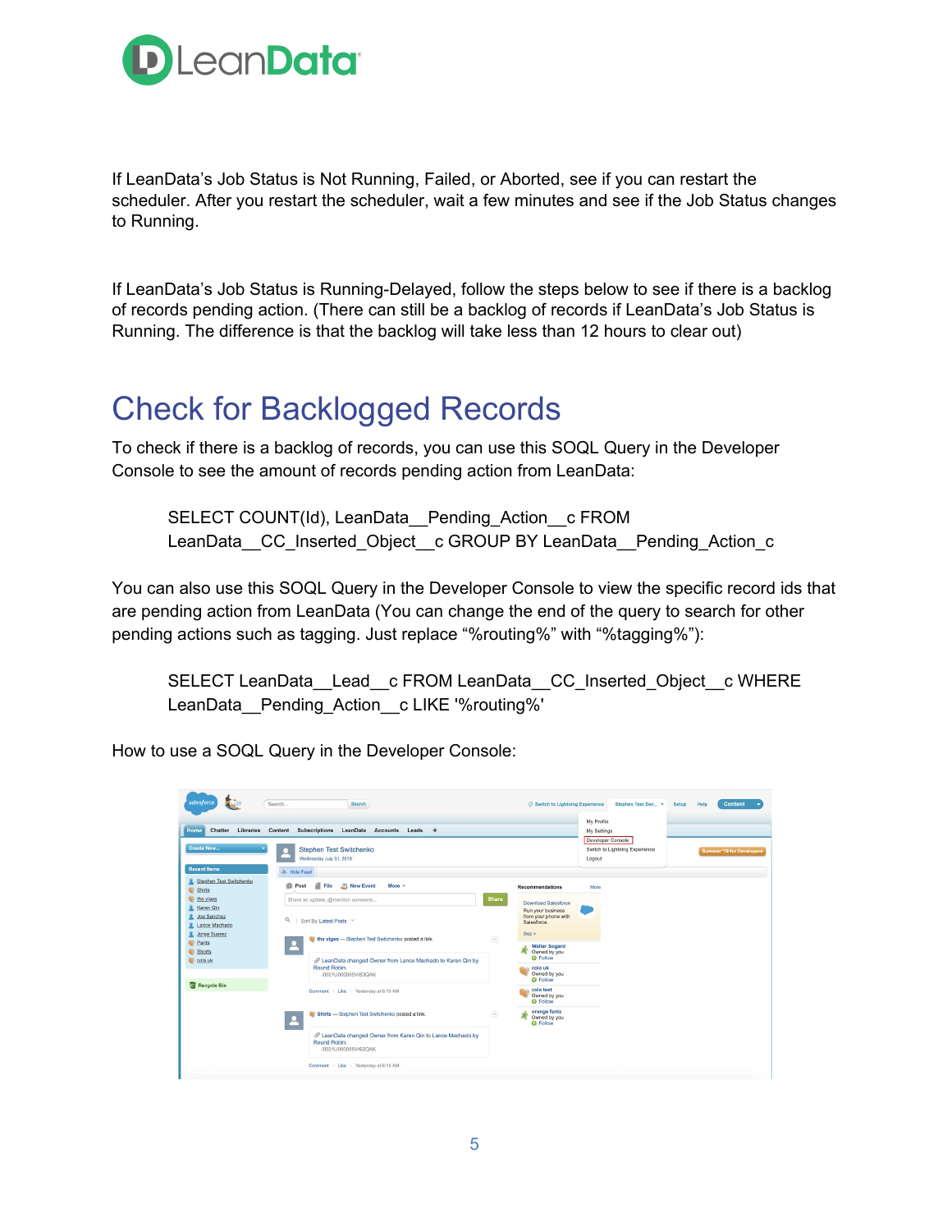If LeanData's Job Status is Not Running, Failed, or Aborted, see if you can restart the scheduler. After you restart the scheduler, wait a few minutes and see if the Job Status changes to Running.

If LeanData's Job Status is Running-Delayed, follow the steps below to see if there is a backlog of records pending action. (There can still be a backlog of records if LeanData's Job Status is Running. The difference is that the backlog will take less than 12 hours to clear out)

# Check for Backlogged Records

To check if there is a backlog of records, you can use this SOQL Query in the Developer Console to see the amount of records pending action from LeanData:

```
SELECT COUNT(Id), LeanData__Pending_Action__c FROM
LeanData__CC_Inserted_Object__c GROUP BY LeanData__Pending_Action__c
```

You can also use this SOQL Query in the Developer Console to view the specific record ids that are pending action from LeanData (You can change the end of the query to search for other pending actions such as tagging. Just replace "%routing%" with "%tagging%"):

```
SELECT LeanData__Lead__c FROM LeanData__CC_Inserted_Object__c WHERE
LeanData__Pending_Action__c LIKE '%routing%'
```

How to use a SOQL Query in the Developer Console: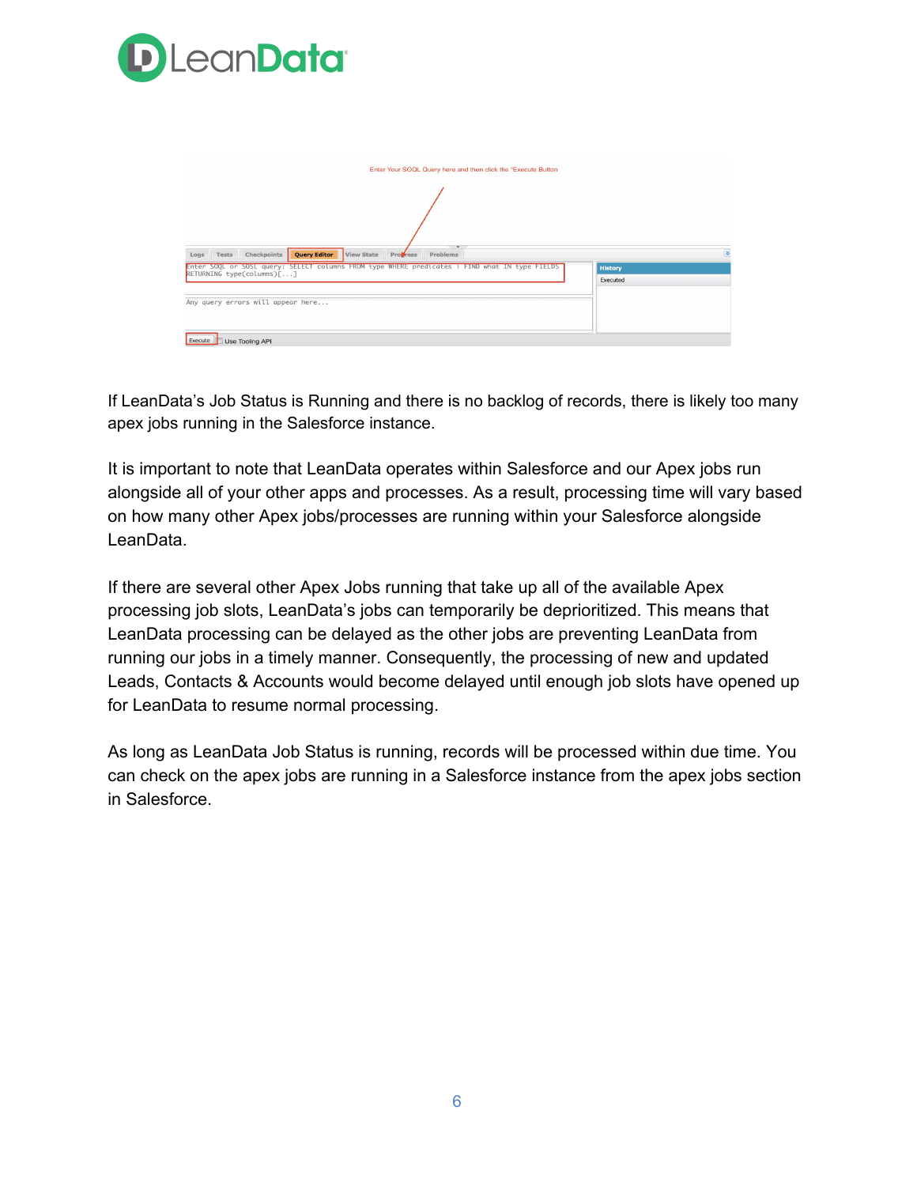If LeanData's Job Status is Running and there is no backlog of records, there is likely too many apex jobs running in the Salesforce instance.

It is important to note that LeanData operates within Salesforce and our Apex jobs run alongside all of your other apps and processes. As a result, processing time will vary based on how many other Apex jobs/processes are running within your Salesforce alongside LeanData.

If there are several other Apex Jobs running that take up all of the available Apex processing job slots, LeanData's jobs can temporarily be deprioritized. This means that LeanData processing can be delayed as the other jobs are preventing LeanData from running our jobs in a timely manner. Consequently, the processing of new and updated Leads, Contacts & Accounts would become delayed until enough job slots have opened up for LeanData to resume normal processing.

As long as LeanData Job Status is running, records will be processed within due time. You can check on the apex jobs are running in a Salesforce instance from the apex jobs section in Salesforce.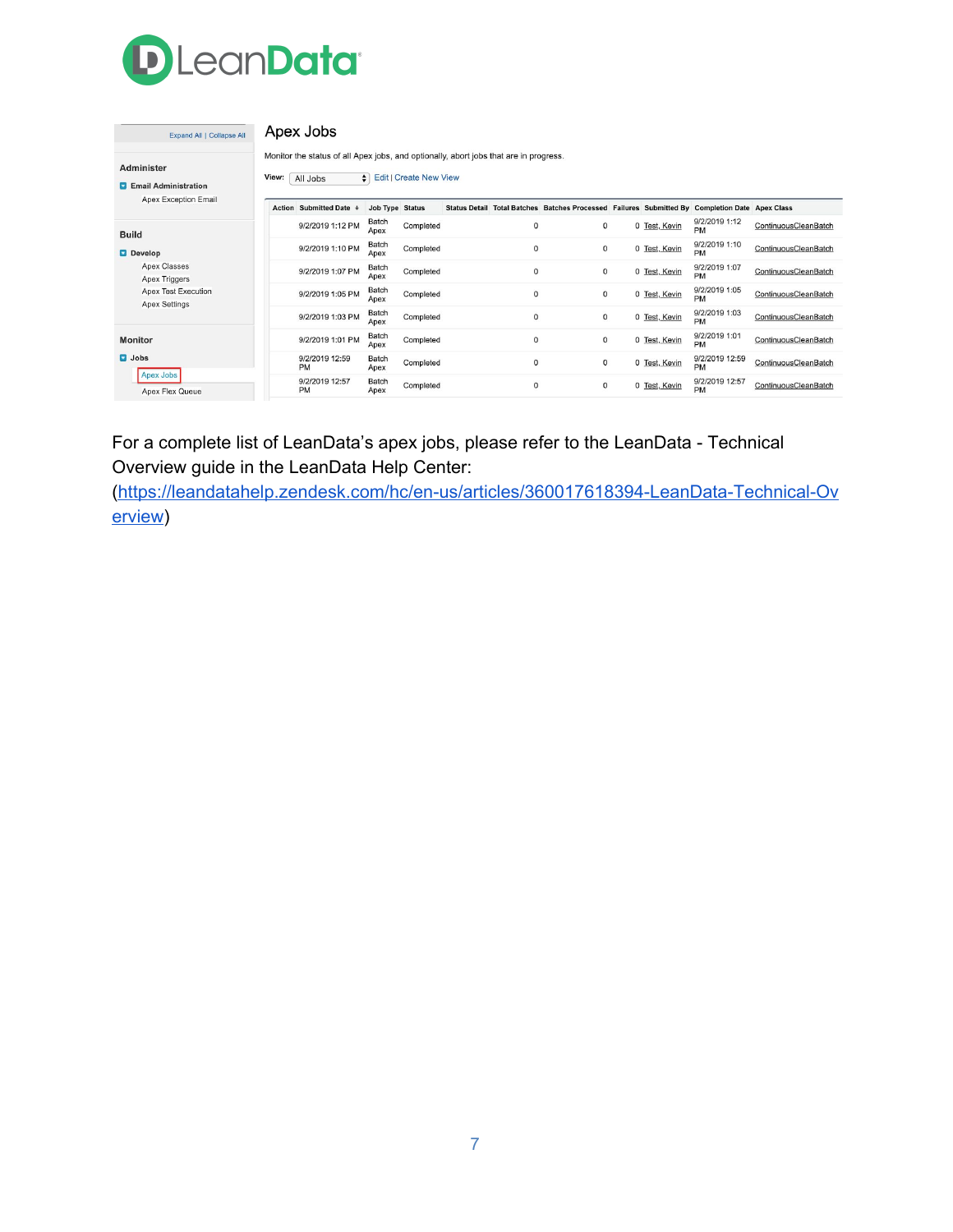Expand All | Collapse All

**Administer**

- **Email Administration**
  - Apex Exception Email

**Build**

- **Develop**
  - Apex Classes
  - Apex Triggers
  - Apex Test Execution
  - Apex Settings

**Monitor**

- **Jobs**
  - Apex Jobs
  - Apex Flex Queue

## Apex Jobs

Monitor the status of all Apex jobs, and optionally, abort jobs that are in progress.

**View:** All Jobs | Edit | Create New View

| Action | Submitted Date ↓ | Job Type | Status | Status Detail | Total Batches | Batches Processed | Failures | Submitted By | Completion Date | Apex Class |
|---|---|---|---|---|---|---|---|---|---|---|
| | 9/2/2019 1:12 PM | Batch Apex | Completed | | 0 | 0 | 0 | Test, Kevin | 9/2/2019 1:12 PM | ContinuousCleanBatch |
| | 9/2/2019 1:10 PM | Batch Apex | Completed | | 0 | 0 | 0 | Test, Kevin | 9/2/2019 1:10 PM | ContinuousCleanBatch |
| | 9/2/2019 1:07 PM | Batch Apex | Completed | | 0 | 0 | 0 | Test, Kevin | 9/2/2019 1:07 PM | ContinuousCleanBatch |
| | 9/2/2019 1:05 PM | Batch Apex | Completed | | 0 | 0 | 0 | Test, Kevin | 9/2/2019 1:05 PM | ContinuousCleanBatch |
| | 9/2/2019 1:03 PM | Batch Apex | Completed | | 0 | 0 | 0 | Test, Kevin | 9/2/2019 1:03 PM | ContinuousCleanBatch |
| | 9/2/2019 1:01 PM | Batch Apex | Completed | | 0 | 0 | 0 | Test, Kevin | 9/2/2019 1:01 PM | ContinuousCleanBatch |
| | 9/2/2019 12:59 PM | Batch Apex | Completed | | 0 | 0 | 0 | Test, Kevin | 9/2/2019 12:59 PM | ContinuousCleanBatch |
| | 9/2/2019 12:57 PM | Batch Apex | Completed | | 0 | 0 | 0 | Test, Kevin | 9/2/2019 12:57 PM | ContinuousCleanBatch |

For a complete list of LeanData's apex jobs, please refer to the LeanData - Technical Overview guide in the LeanData Help Center: (https://leandatahelp.zendesk.com/hc/en-us/articles/360017618394-LeanData-Technical-Overview)